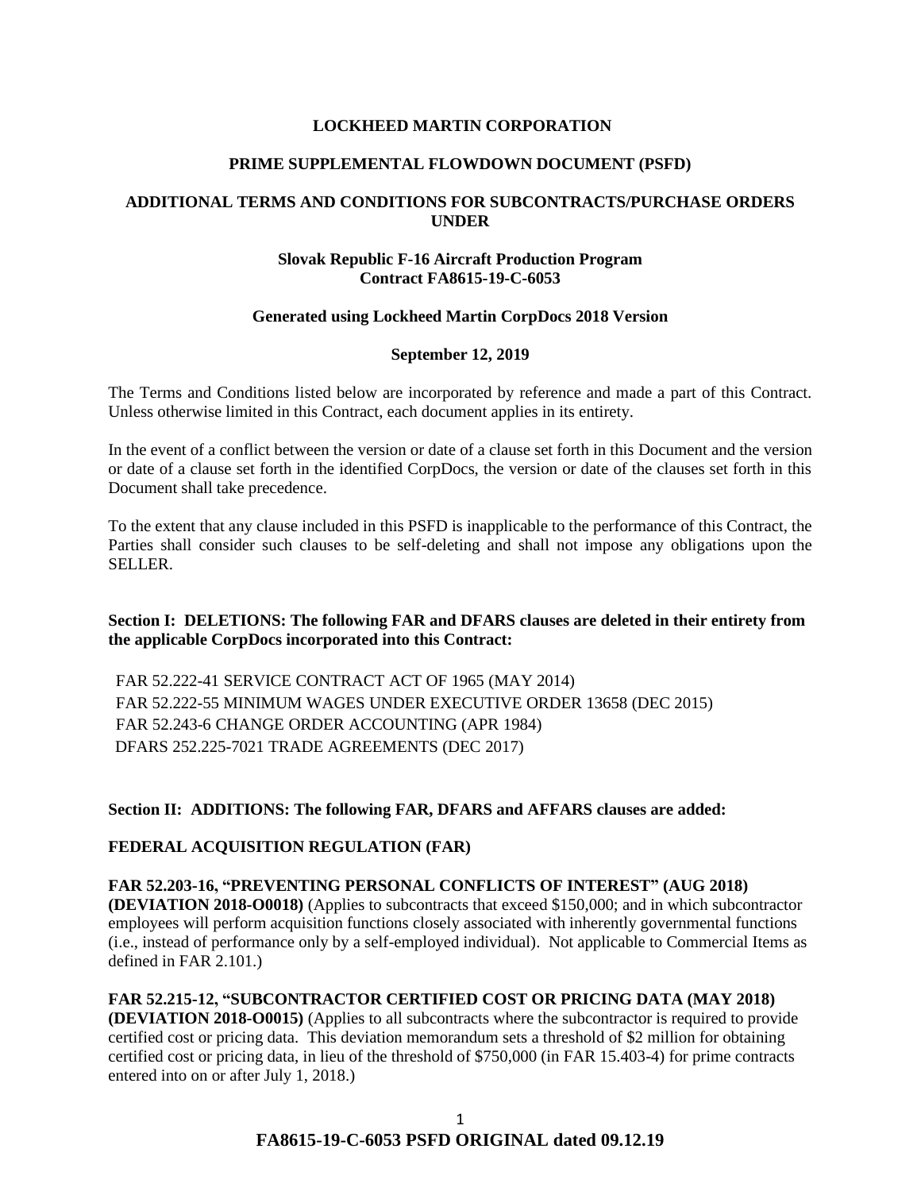**LOCKHEED MARTIN CORPORATION**

**PRIME SUPPLEMENTAL FLOWDOWN DOCUMENT (PSFD)**

**ADDITIONAL TERMS AND CONDITIONS FOR SUBCONTRACTS/PURCHASE ORDERS UNDER**

**Slovak Republic F-16 Aircraft Production Program**
**Contract FA8615-19-C-6053**

**Generated using Lockheed Martin CorpDocs 2018 Version**

**September 12, 2019**

The Terms and Conditions listed below are incorporated by reference and made a part of this Contract. Unless otherwise limited in this Contract, each document applies in its entirety.

In the event of a conflict between the version or date of a clause set forth in this Document and the version or date of a clause set forth in the identified CorpDocs, the version or date of the clauses set forth in this Document shall take precedence.

To the extent that any clause included in this PSFD is inapplicable to the performance of this Contract, the Parties shall consider such clauses to be self-deleting and shall not impose any obligations upon the SELLER.

**Section I: DELETIONS: The following FAR and DFARS clauses are deleted in their entirety from the applicable CorpDocs incorporated into this Contract:**

FAR 52.222-41 SERVICE CONTRACT ACT OF 1965 (MAY 2014)
FAR 52.222-55 MINIMUM WAGES UNDER EXECUTIVE ORDER 13658 (DEC 2015)
FAR 52.243-6 CHANGE ORDER ACCOUNTING (APR 1984)
DFARS 252.225-7021 TRADE AGREEMENTS (DEC 2017)

**Section II: ADDITIONS: The following FAR, DFARS and AFFARS clauses are added:**

**FEDERAL ACQUISITION REGULATION (FAR)**

**FAR 52.203-16, "PREVENTING PERSONAL CONFLICTS OF INTEREST" (AUG 2018) (DEVIATION 2018-O0018)** (Applies to subcontracts that exceed $150,000; and in which subcontractor employees will perform acquisition functions closely associated with inherently governmental functions (i.e., instead of performance only by a self-employed individual). Not applicable to Commercial Items as defined in FAR 2.101.)

**FAR 52.215-12, "SUBCONTRACTOR CERTIFIED COST OR PRICING DATA (MAY 2018) (DEVIATION 2018-O0015)** (Applies to all subcontracts where the subcontractor is required to provide certified cost or pricing data. This deviation memorandum sets a threshold of $2 million for obtaining certified cost or pricing data, in lieu of the threshold of $750,000 (in FAR 15.403-4) for prime contracts entered into on or after July 1, 2018.)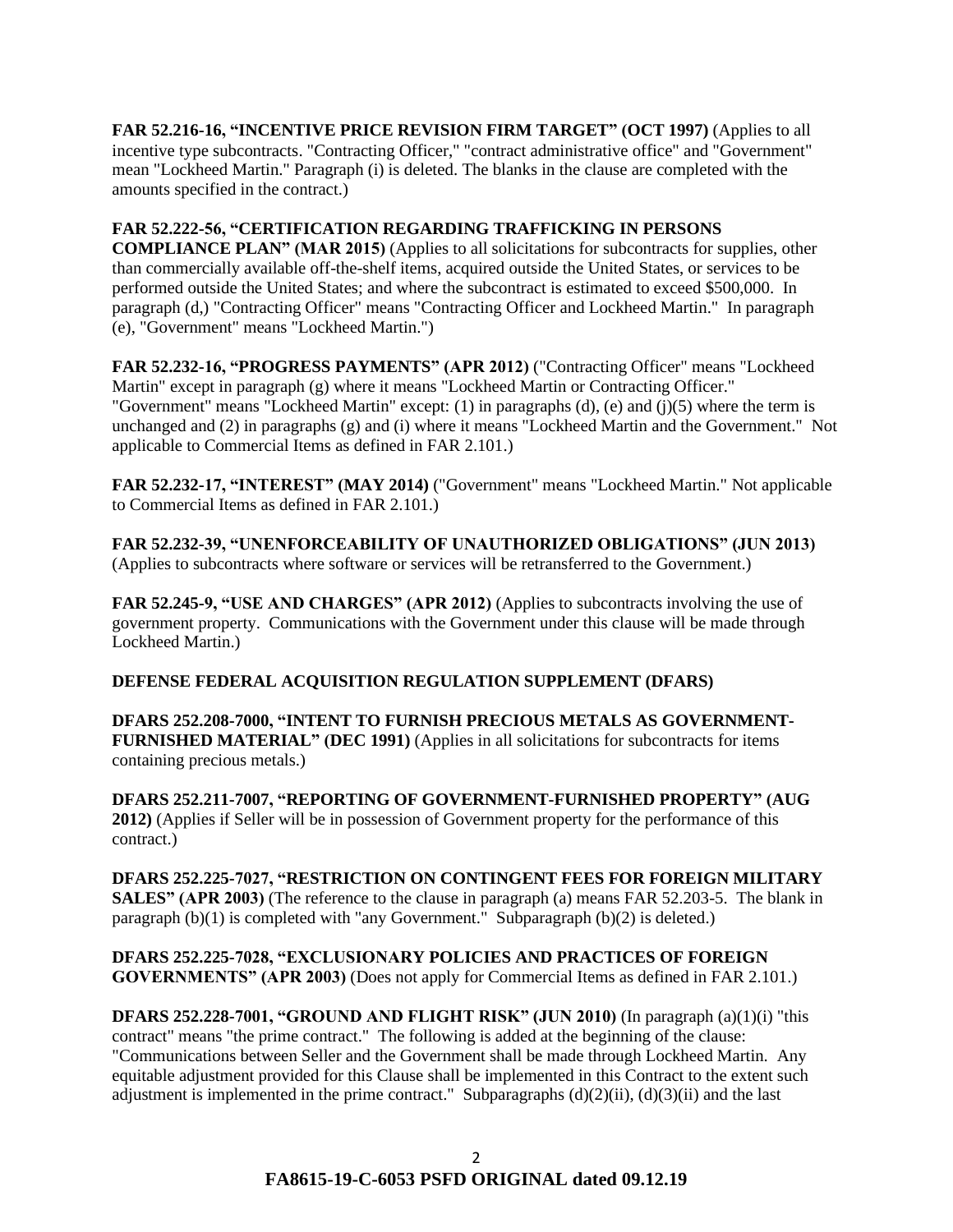**FAR 52.216-16, "INCENTIVE PRICE REVISION FIRM TARGET" (OCT 1997)** (Applies to all incentive type subcontracts. "Contracting Officer," "contract administrative office" and "Government" mean "Lockheed Martin." Paragraph (i) is deleted. The blanks in the clause are completed with the amounts specified in the contract.)

**FAR 52.222-56, "CERTIFICATION REGARDING TRAFFICKING IN PERSONS COMPLIANCE PLAN" (MAR 2015)** (Applies to all solicitations for subcontracts for supplies, other than commercially available off-the-shelf items, acquired outside the United States, or services to be performed outside the United States; and where the subcontract is estimated to exceed $500,000. In paragraph (d,) "Contracting Officer" means "Contracting Officer and Lockheed Martin." In paragraph (e), "Government" means "Lockheed Martin.")

**FAR 52.232-16, "PROGRESS PAYMENTS" (APR 2012)** ("Contracting Officer" means "Lockheed Martin" except in paragraph (g) where it means "Lockheed Martin or Contracting Officer." "Government" means "Lockheed Martin" except: (1) in paragraphs (d), (e) and (j)(5) where the term is unchanged and (2) in paragraphs (g) and (i) where it means "Lockheed Martin and the Government." Not applicable to Commercial Items as defined in FAR 2.101.)

**FAR 52.232-17, "INTEREST" (MAY 2014)** ("Government" means "Lockheed Martin." Not applicable to Commercial Items as defined in FAR 2.101.)

**FAR 52.232-39, "UNENFORCEABILITY OF UNAUTHORIZED OBLIGATIONS" (JUN 2013)** (Applies to subcontracts where software or services will be retransferred to the Government.)

**FAR 52.245-9, "USE AND CHARGES" (APR 2012)** (Applies to subcontracts involving the use of government property. Communications with the Government under this clause will be made through Lockheed Martin.)

**DEFENSE FEDERAL ACQUISITION REGULATION SUPPLEMENT (DFARS)**

**DFARS 252.208-7000, "INTENT TO FURNISH PRECIOUS METALS AS GOVERNMENT-FURNISHED MATERIAL" (DEC 1991)** (Applies in all solicitations for subcontracts for items containing precious metals.)

**DFARS 252.211-7007, "REPORTING OF GOVERNMENT-FURNISHED PROPERTY" (AUG 2012)** (Applies if Seller will be in possession of Government property for the performance of this contract.)

**DFARS 252.225-7027, "RESTRICTION ON CONTINGENT FEES FOR FOREIGN MILITARY SALES" (APR 2003)** (The reference to the clause in paragraph (a) means FAR 52.203-5. The blank in paragraph (b)(1) is completed with "any Government." Subparagraph (b)(2) is deleted.)

**DFARS 252.225-7028, "EXCLUSIONARY POLICIES AND PRACTICES OF FOREIGN GOVERNMENTS" (APR 2003)** (Does not apply for Commercial Items as defined in FAR 2.101.)

**DFARS 252.228-7001, "GROUND AND FLIGHT RISK" (JUN 2010)** (In paragraph (a)(1)(i) "this contract" means "the prime contract." The following is added at the beginning of the clause: "Communications between Seller and the Government shall be made through Lockheed Martin. Any equitable adjustment provided for this Clause shall be implemented in this Contract to the extent such adjustment is implemented in the prime contract." Subparagraphs (d)(2)(ii), (d)(3)(ii) and the last

**FA8615-19-C-6053 PSFD ORIGINAL dated 09.12.19**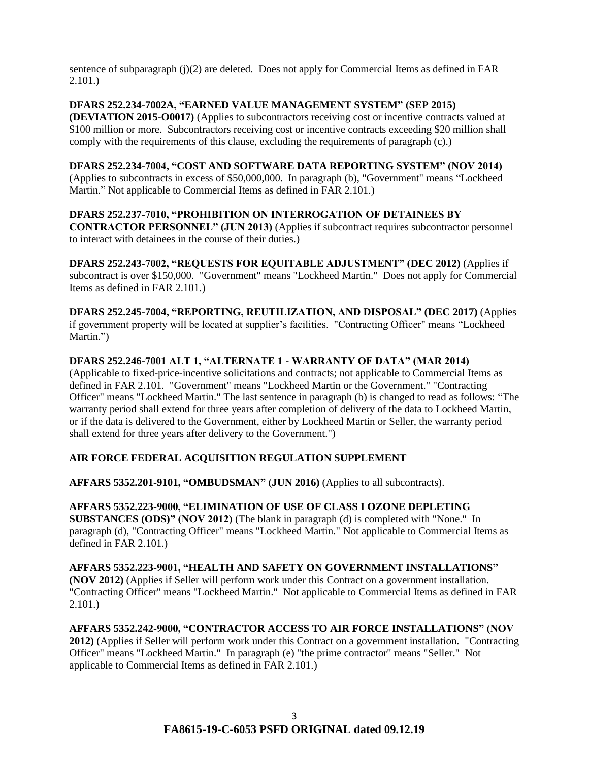sentence of subparagraph (j)(2) are deleted. Does not apply for Commercial Items as defined in FAR 2.101.)

**DFARS 252.234-7002A, "EARNED VALUE MANAGEMENT SYSTEM" (SEP 2015) (DEVIATION 2015-O0017)** (Applies to subcontractors receiving cost or incentive contracts valued at $100 million or more. Subcontractors receiving cost or incentive contracts exceeding $20 million shall comply with the requirements of this clause, excluding the requirements of paragraph (c).)

**DFARS 252.234-7004, "COST AND SOFTWARE DATA REPORTING SYSTEM" (NOV 2014)** (Applies to subcontracts in excess of $50,000,000. In paragraph (b), "Government" means "Lockheed Martin." Not applicable to Commercial Items as defined in FAR 2.101.)

**DFARS 252.237-7010, "PROHIBITION ON INTERROGATION OF DETAINEES BY CONTRACTOR PERSONNEL" (JUN 2013)** (Applies if subcontract requires subcontractor personnel to interact with detainees in the course of their duties.)

**DFARS 252.243-7002, "REQUESTS FOR EQUITABLE ADJUSTMENT" (DEC 2012)** (Applies if subcontract is over $150,000. "Government" means "Lockheed Martin." Does not apply for Commercial Items as defined in FAR 2.101.)

**DFARS 252.245-7004, "REPORTING, REUTILIZATION, AND DISPOSAL" (DEC 2017)** (Applies if government property will be located at supplier's facilities. "Contracting Officer" means "Lockheed Martin.")

**DFARS 252.246-7001 ALT 1, "ALTERNATE 1 - WARRANTY OF DATA" (MAR 2014)** (Applicable to fixed-price-incentive solicitations and contracts; not applicable to Commercial Items as defined in FAR 2.101. "Government" means "Lockheed Martin or the Government." "Contracting Officer" means "Lockheed Martin." The last sentence in paragraph (b) is changed to read as follows: "The warranty period shall extend for three years after completion of delivery of the data to Lockheed Martin, or if the data is delivered to the Government, either by Lockheed Martin or Seller, the warranty period shall extend for three years after delivery to the Government.")

## AIR FORCE FEDERAL ACQUISITION REGULATION SUPPLEMENT

**AFFARS 5352.201-9101, "OMBUDSMAN" (JUN 2016)** (Applies to all subcontracts).

**AFFARS 5352.223-9000, "ELIMINATION OF USE OF CLASS I OZONE DEPLETING SUBSTANCES (ODS)" (NOV 2012)** (The blank in paragraph (d) is completed with "None." In paragraph (d), "Contracting Officer" means "Lockheed Martin." Not applicable to Commercial Items as defined in FAR 2.101.)

**AFFARS 5352.223-9001, "HEALTH AND SAFETY ON GOVERNMENT INSTALLATIONS" (NOV 2012)** (Applies if Seller will perform work under this Contract on a government installation. "Contracting Officer" means "Lockheed Martin." Not applicable to Commercial Items as defined in FAR 2.101.)

**AFFARS 5352.242-9000, "CONTRACTOR ACCESS TO AIR FORCE INSTALLATIONS" (NOV 2012)** (Applies if Seller will perform work under this Contract on a government installation. "Contracting Officer" means "Lockheed Martin." In paragraph (e) "the prime contractor" means "Seller." Not applicable to Commercial Items as defined in FAR 2.101.)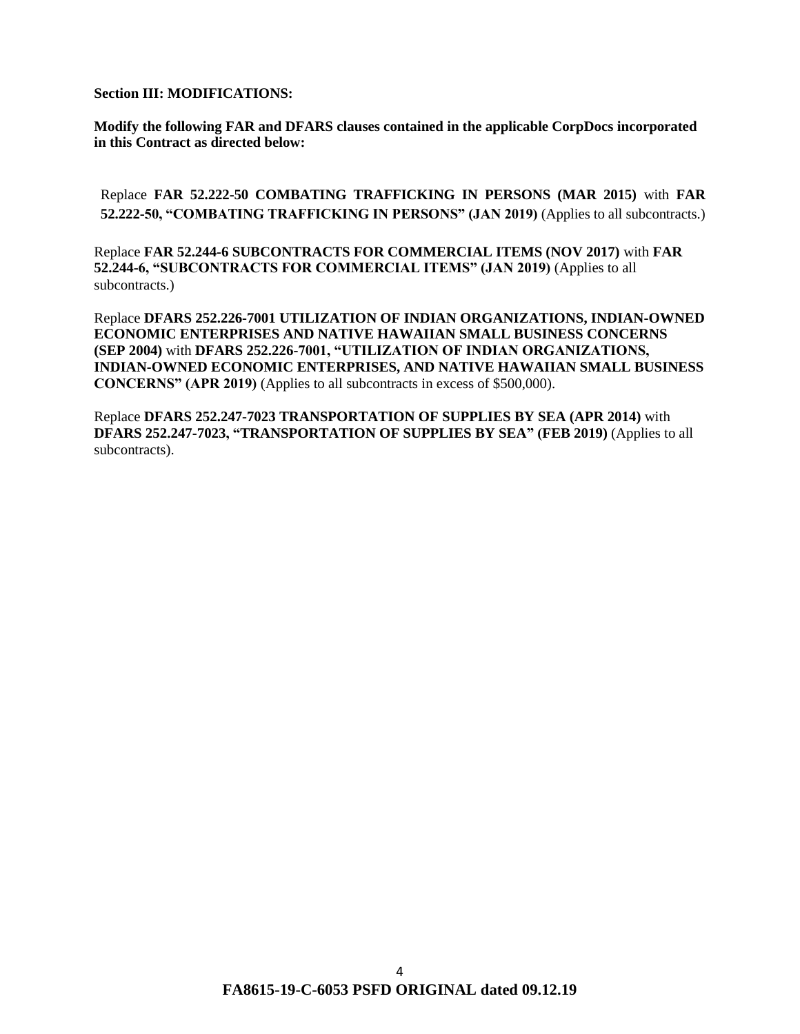**Section III: MODIFICATIONS:**

**Modify the following FAR and DFARS clauses contained in the applicable CorpDocs incorporated in this Contract as directed below:**

Replace **FAR 52.222-50 COMBATING TRAFFICKING IN PERSONS (MAR 2015)** with **FAR 52.222-50, "COMBATING TRAFFICKING IN PERSONS" (JAN 2019)** (Applies to all subcontracts.)

Replace **FAR 52.244-6 SUBCONTRACTS FOR COMMERCIAL ITEMS (NOV 2017)** with **FAR 52.244-6, "SUBCONTRACTS FOR COMMERCIAL ITEMS" (JAN 2019)** (Applies to all subcontracts.)

Replace **DFARS 252.226-7001 UTILIZATION OF INDIAN ORGANIZATIONS, INDIAN-OWNED ECONOMIC ENTERPRISES AND NATIVE HAWAIIAN SMALL BUSINESS CONCERNS (SEP 2004)** with **DFARS 252.226-7001, "UTILIZATION OF INDIAN ORGANIZATIONS, INDIAN-OWNED ECONOMIC ENTERPRISES, AND NATIVE HAWAIIAN SMALL BUSINESS CONCERNS" (APR 2019)** (Applies to all subcontracts in excess of $500,000).

Replace **DFARS 252.247-7023 TRANSPORTATION OF SUPPLIES BY SEA (APR 2014)** with **DFARS 252.247-7023, "TRANSPORTATION OF SUPPLIES BY SEA" (FEB 2019)** (Applies to all subcontracts).